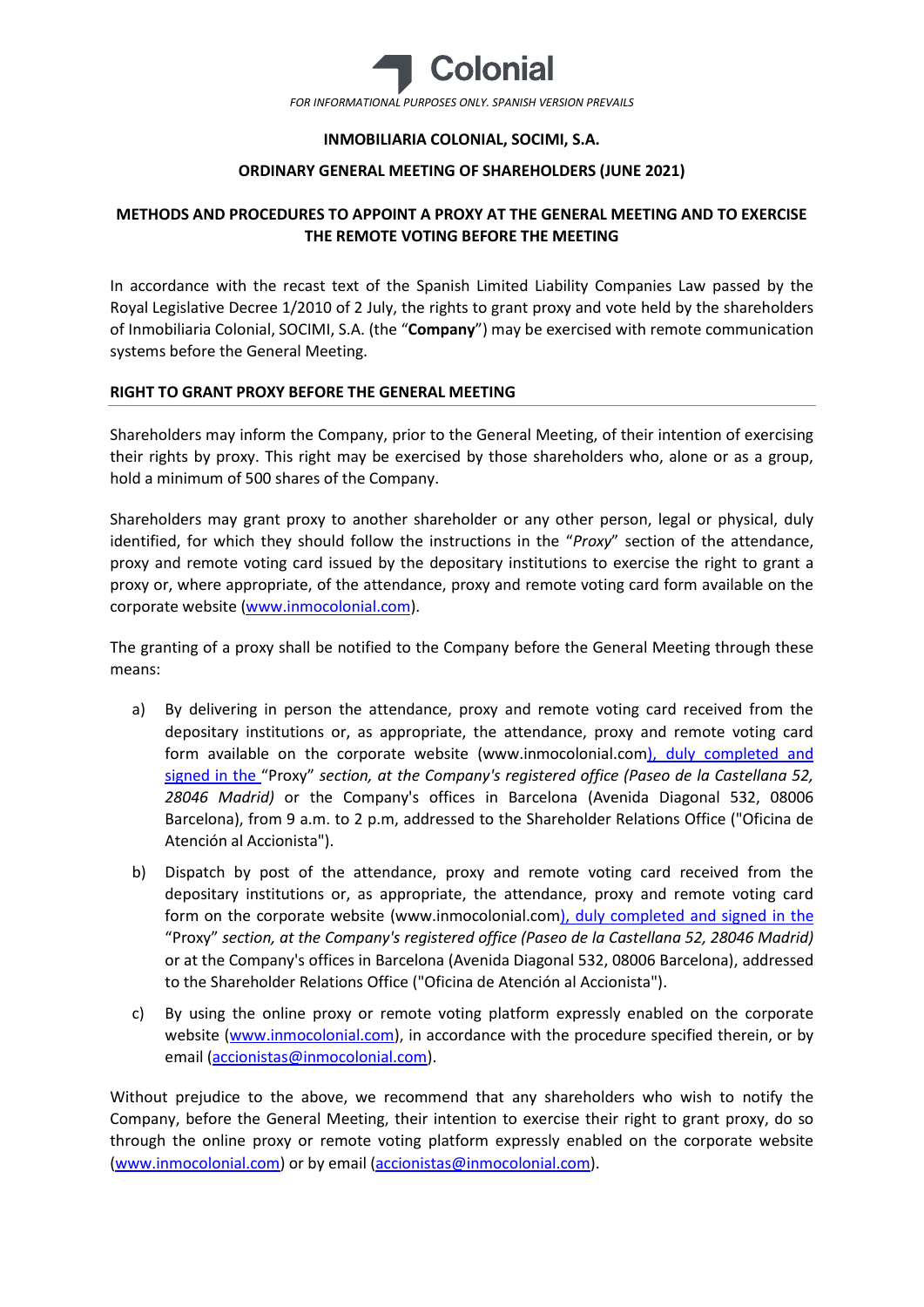FOR INFORMATIONAL PURPOSES ONLY. SPANISH VERSION PREVAILS

**INMOBILIARIA COLONIAL, SOCIMI, S.A.**

**ORDINARY GENERAL MEETING OF SHAREHOLDERS (JUNE 2021)**

**METHODS AND PROCEDURES TO APPOINT A PROXY AT THE GENERAL MEETING AND TO EXERCISE THE REMOTE VOTING BEFORE THE MEETING**

In accordance with the recast text of the Spanish Limited Liability Companies Law passed by the Royal Legislative Decree 1/2010 of 2 July, the rights to grant proxy and vote held by the shareholders of Inmobiliaria Colonial, SOCIMI, S.A. (the "**Company**") may be exercised with remote communication systems before the General Meeting.

**RIGHT TO GRANT PROXY BEFORE THE GENERAL MEETING**

Shareholders may inform the Company, prior to the General Meeting, of their intention of exercising their rights by proxy. This right may be exercised by those shareholders who, alone or as a group, hold a minimum of 500 shares of the Company.

Shareholders may grant proxy to another shareholder or any other person, legal or physical, duly identified, for which they should follow the instructions in the "*Proxy*" section of the attendance, proxy and remote voting card issued by the depositary institutions to exercise the right to grant a proxy or, where appropriate, of the attendance, proxy and remote voting card form available on the corporate website (www.inmocolonial.com).

The granting of a proxy shall be notified to the Company before the General Meeting through these means:

a) By delivering in person the attendance, proxy and remote voting card received from the depositary institutions or, as appropriate, the attendance, proxy and remote voting card form available on the corporate website (www.inmocolonial.com), duly completed and signed in the "Proxy" *section, at the Company's registered office (Paseo de la Castellana 52, 28046 Madrid)* or the Company's offices in Barcelona (Avenida Diagonal 532, 08006 Barcelona), from 9 a.m. to 2 p.m, addressed to the Shareholder Relations Office ("Oficina de Atención al Accionista").

b) Dispatch by post of the attendance, proxy and remote voting card received from the depositary institutions or, as appropriate, the attendance, proxy and remote voting card form on the corporate website (www.inmocolonial.com), duly completed and signed in the "Proxy" *section, at the Company's registered office (Paseo de la Castellana 52, 28046 Madrid)* or at the Company's offices in Barcelona (Avenida Diagonal 532, 08006 Barcelona), addressed to the Shareholder Relations Office ("Oficina de Atención al Accionista").

c) By using the online proxy or remote voting platform expressly enabled on the corporate website (www.inmocolonial.com), in accordance with the procedure specified therein, or by email (accionistas@inmocolonial.com).

Without prejudice to the above, we recommend that any shareholders who wish to notify the Company, before the General Meeting, their intention to exercise their right to grant proxy, do so through the online proxy or remote voting platform expressly enabled on the corporate website (www.inmocolonial.com) or by email (accionistas@inmocolonial.com).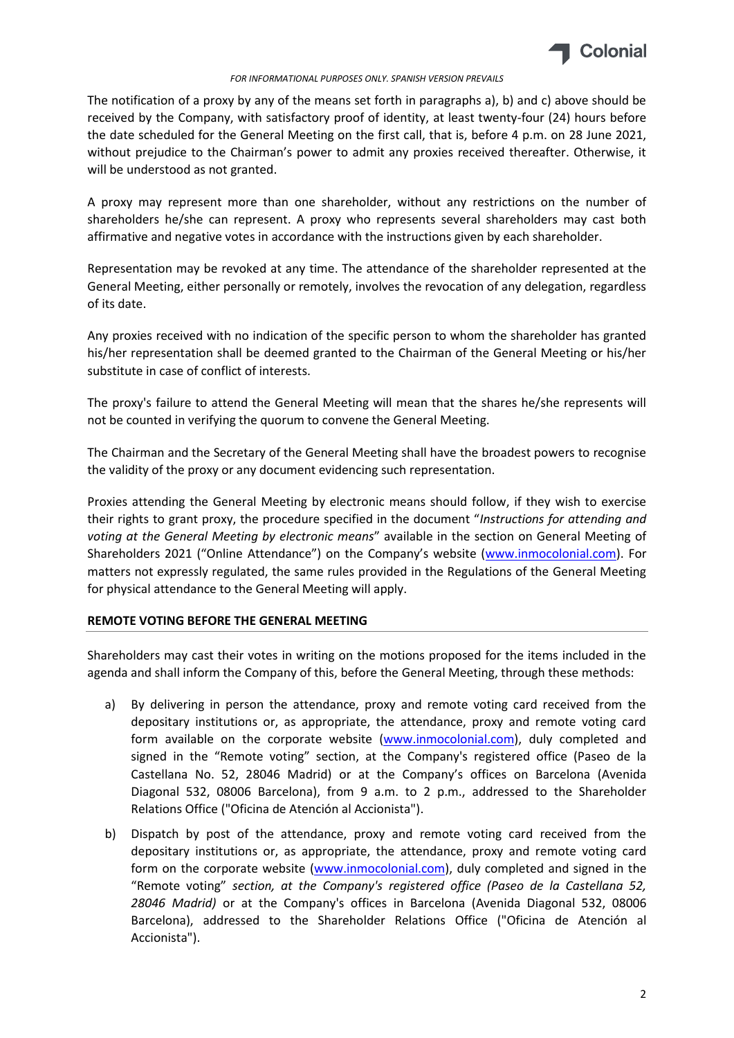The notification of a proxy by any of the means set forth in paragraphs a), b) and c) above should be received by the Company, with satisfactory proof of identity, at least twenty-four (24) hours before the date scheduled for the General Meeting on the first call, that is, before 4 p.m. on 28 June 2021, without prejudice to the Chairman's power to admit any proxies received thereafter. Otherwise, it will be understood as not granted.

A proxy may represent more than one shareholder, without any restrictions on the number of shareholders he/she can represent. A proxy who represents several shareholders may cast both affirmative and negative votes in accordance with the instructions given by each shareholder.

Representation may be revoked at any time. The attendance of the shareholder represented at the General Meeting, either personally or remotely, involves the revocation of any delegation, regardless of its date.

Any proxies received with no indication of the specific person to whom the shareholder has granted his/her representation shall be deemed granted to the Chairman of the General Meeting or his/her substitute in case of conflict of interests.

The proxy's failure to attend the General Meeting will mean that the shares he/she represents will not be counted in verifying the quorum to convene the General Meeting.

The Chairman and the Secretary of the General Meeting shall have the broadest powers to recognise the validity of the proxy or any document evidencing such representation.

Proxies attending the General Meeting by electronic means should follow, if they wish to exercise their rights to grant proxy, the procedure specified in the document "*Instructions for attending and voting at the General Meeting by electronic means*" available in the section on General Meeting of Shareholders 2021 ("Online Attendance") on the Company's website (www.inmocolonial.com). For matters not expressly regulated, the same rules provided in the Regulations of the General Meeting for physical attendance to the General Meeting will apply.

## REMOTE VOTING BEFORE THE GENERAL MEETING

Shareholders may cast their votes in writing on the motions proposed for the items included in the agenda and shall inform the Company of this, before the General Meeting, through these methods:

a) By delivering in person the attendance, proxy and remote voting card received from the depositary institutions or, as appropriate, the attendance, proxy and remote voting card form available on the corporate website (www.inmocolonial.com), duly completed and signed in the "Remote voting" section, at the Company's registered office (Paseo de la Castellana No. 52, 28046 Madrid) or at the Company's offices on Barcelona (Avenida Diagonal 532, 08006 Barcelona), from 9 a.m. to 2 p.m., addressed to the Shareholder Relations Office ("Oficina de Atención al Accionista").

b) Dispatch by post of the attendance, proxy and remote voting card received from the depositary institutions or, as appropriate, the attendance, proxy and remote voting card form on the corporate website (www.inmocolonial.com), duly completed and signed in the "Remote voting" *section, at the Company's registered office (Paseo de la Castellana 52, 28046 Madrid)* or at the Company's offices in Barcelona (Avenida Diagonal 532, 08006 Barcelona), addressed to the Shareholder Relations Office ("Oficina de Atención al Accionista").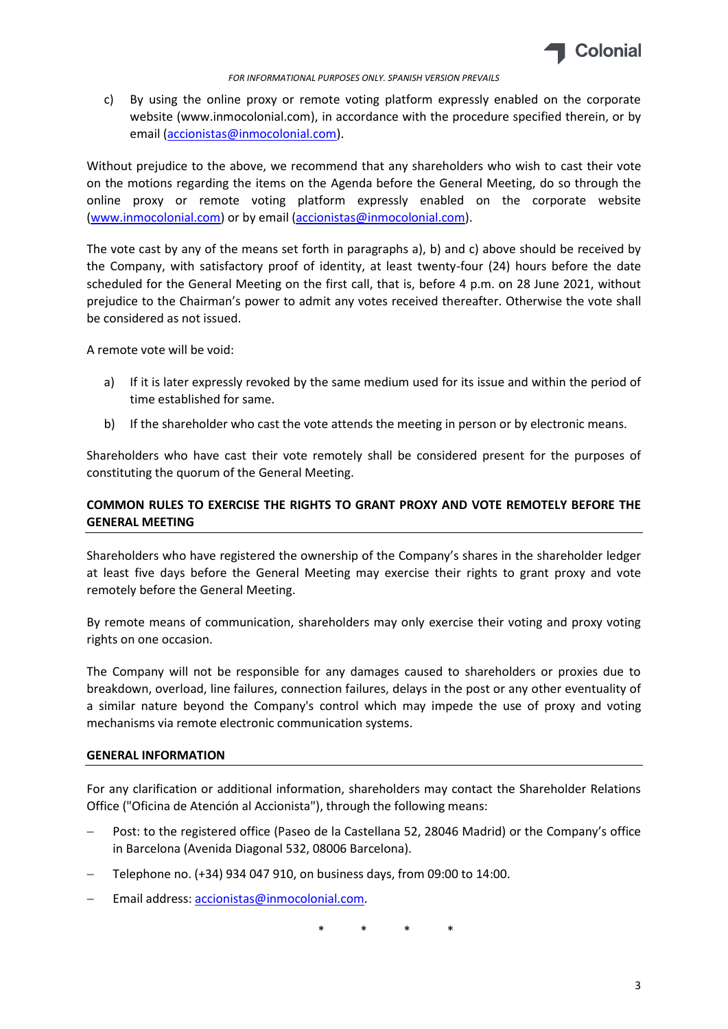*FOR INFORMATIONAL PURPOSES ONLY. SPANISH VERSION PREVAILS*

c) By using the online proxy or remote voting platform expressly enabled on the corporate website (www.inmocolonial.com), in accordance with the procedure specified therein, or by email (accionistas@inmocolonial.com).

Without prejudice to the above, we recommend that any shareholders who wish to cast their vote on the motions regarding the items on the Agenda before the General Meeting, do so through the online proxy or remote voting platform expressly enabled on the corporate website (www.inmocolonial.com) or by email (accionistas@inmocolonial.com).

The vote cast by any of the means set forth in paragraphs a), b) and c) above should be received by the Company, with satisfactory proof of identity, at least twenty-four (24) hours before the date scheduled for the General Meeting on the first call, that is, before 4 p.m. on 28 June 2021, without prejudice to the Chairman's power to admit any votes received thereafter. Otherwise the vote shall be considered as not issued.

A remote vote will be void:

a) If it is later expressly revoked by the same medium used for its issue and within the period of time established for same.

b) If the shareholder who cast the vote attends the meeting in person or by electronic means.

Shareholders who have cast their vote remotely shall be considered present for the purposes of constituting the quorum of the General Meeting.

## COMMON RULES TO EXERCISE THE RIGHTS TO GRANT PROXY AND VOTE REMOTELY BEFORE THE GENERAL MEETING

Shareholders who have registered the ownership of the Company's shares in the shareholder ledger at least five days before the General Meeting may exercise their rights to grant proxy and vote remotely before the General Meeting.

By remote means of communication, shareholders may only exercise their voting and proxy voting rights on one occasion.

The Company will not be responsible for any damages caused to shareholders or proxies due to breakdown, overload, line failures, connection failures, delays in the post or any other eventuality of a similar nature beyond the Company's control which may impede the use of proxy and voting mechanisms via remote electronic communication systems.

## GENERAL INFORMATION

For any clarification or additional information, shareholders may contact the Shareholder Relations Office ("Oficina de Atención al Accionista"), through the following means:

- Post: to the registered office (Paseo de la Castellana 52, 28046 Madrid) or the Company's office in Barcelona (Avenida Diagonal 532, 08006 Barcelona).
- Telephone no. (+34) 934 047 910, on business days, from 09:00 to 14:00.
- Email address: accionistas@inmocolonial.com.

\* \* \* \*